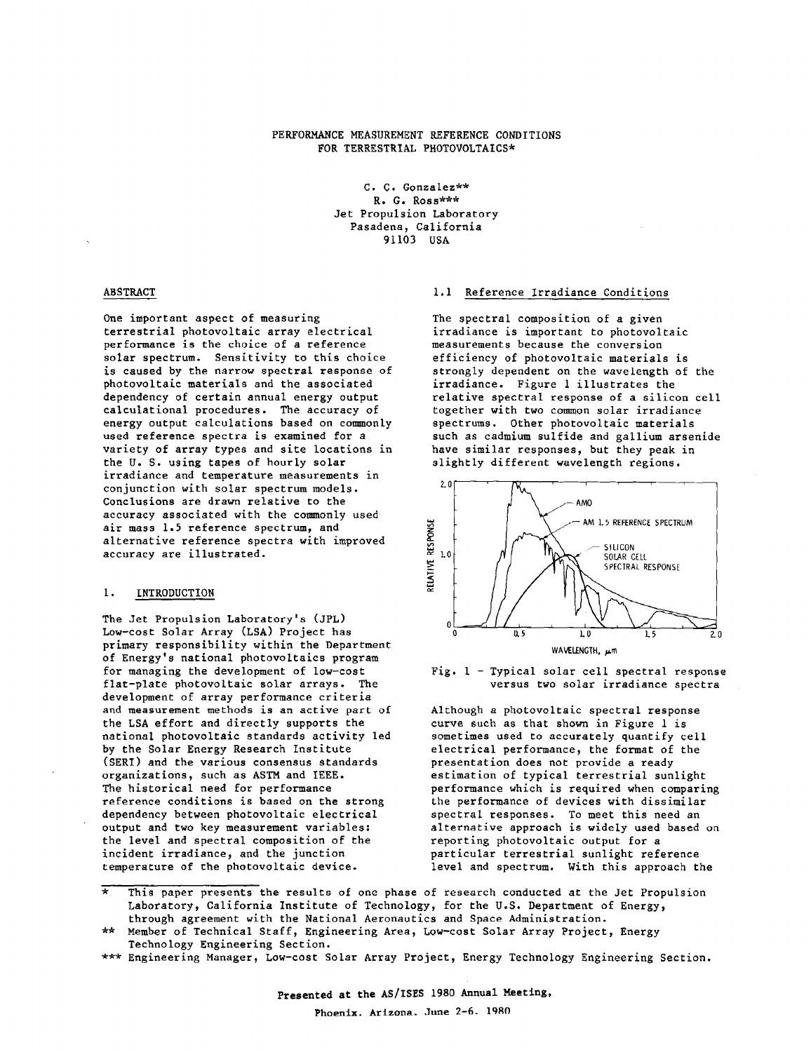# PERFORMANCE MEASUREMENT REFERENCE CONDITIONS FOR TERRESTRIAL PHOTOVOLTAICS*

C. C. Gonzalez**
R. G. Ross***
Jet Propulsion Laboratory
Pasadena, California
91103 USA

## ABSTRACT

One important aspect of measuring terrestrial photovoltaic array electrical performance is the choice of a reference solar spectrum. Sensitivity to this choice is caused by the narrow spectral response of photovoltaic materials and the associated dependency of certain annual energy output calculational procedures. The accuracy of energy output calculations based on commonly used reference spectra is examined for a variety of array types and site locations in the U. S. using tapes of hourly solar irradiance and temperature measurements in conjunction with solar spectrum models. Conclusions are drawn relative to the accuracy associated with the commonly used air mass 1.5 reference spectrum, and alternative reference spectra with improved accuracy are illustrated.

## 1. INTRODUCTION

The Jet Propulsion Laboratory's (JPL) Low-cost Solar Array (LSA) Project has primary responsibility within the Department of Energy's national photovoltaics program for managing the development of low-cost flat-plate photovoltaic solar arrays. The development of array performance criteria and measurement methods is an active part of the LSA effort and directly supports the national photovoltaic standards activity led by the Solar Energy Research Institute (SERI) and the various consensus standards organizations, such as ASTM and IEEE. The historical need for performance reference conditions is based on the strong dependency between photovoltaic electrical output and two key measurement variables: the level and spectral composition of the incident irradiance, and the junction temperature of the photovoltaic device.

### 1.1 Reference Irradiance Conditions

The spectral composition of a given irradiance is important to photovoltaic measurements because the conversion efficiency of photovoltaic materials is strongly dependent on the wavelength of the irradiance. Figure 1 illustrates the relative spectral response of a silicon cell together with two common solar irradiance spectrums. Other photovoltaic materials such as cadmium sulfide and gallium arsenide have similar responses, but they peak in slightly different wavelength regions.

Fig. 1 - Typical solar cell spectral response versus two solar irradiance spectra

Although a photovoltaic spectral response curve such as that shown in Figure 1 is sometimes used to accurately quantify cell electrical performance, the format of the presentation does not provide a ready estimation of typical terrestrial sunlight performance which is required when comparing the performance of devices with dissimilar spectral responses. To meet this need an alternative approach is widely used based on reporting photovoltaic output for a particular terrestrial sunlight reference level and spectrum. With this approach the

---

\* This paper presents the results of one phase of research conducted at the Jet Propulsion Laboratory, California Institute of Technology, for the U.S. Department of Energy, through agreement with the National Aeronautics and Space Administration.

\*\* Member of Technical Staff, Engineering Area, Low-cost Solar Array Project, Energy Technology Engineering Section.

\*\*\* Engineering Manager, Low-cost Solar Array Project, Energy Technology Engineering Section.

**Presented at the AS/ISES 1980 Annual Meeting, Phoenix, Arizona, June 2-6, 1980**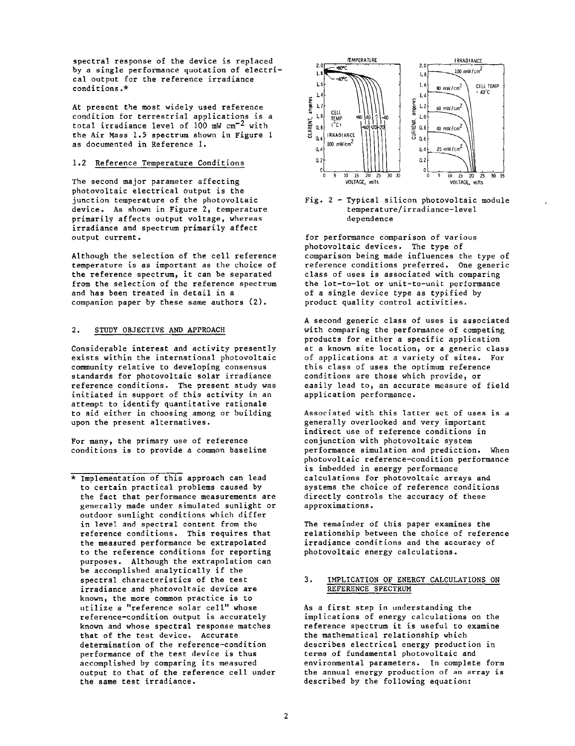spectral response of the device is replaced by a single performance quotation of electrical output for the reference irradiance conditions.*

At present the most widely used reference condition for terrestrial applications is a total irradiance level of 100 mW $cm^{-2}$ with the Air Mass 1.5 spectrum shown in Figure 1 as documented in Reference 1.

### 1.2 Reference Temperature Conditions

The second major parameter affecting photovoltaic electrical output is the junction temperature of the photovoltaic device. As shown in Figure 2, temperature primarily affects output voltage, whereas irradiance and spectrum primarily affect output current.

Although the selection of the cell reference temperature is as important as the choice of the reference spectrum, it can be separated from the selection of the reference spectrum and has been treated in detail in a companion paper by these same authors (2).

## 2. STUDY OBJECTIVE AND APPROACH

Considerable interest and activity presently exists within the international photovoltaic community relative to developing consensus standards for photovoltaic solar irradiance reference conditions. The present study was initiated in support of this activity in an attempt to identify quantitative rationale to aid either in choosing among or building upon the present alternatives.

For many, the primary use of reference conditions is to provide a common baseline for performance comparison of various photovoltaic devices. The type of comparison being made influences the type of reference conditions preferred. One generic class of uses is associated with comparing the lot-to-lot or unit-to-unit performance of a single device type as typified by product quality control activities.

A second generic class of uses is associated with comparing the performance of competing products for either a specific application at a known site location, or a generic class of applications at a variety of sites. For this class of uses the optimum reference conditions are those which provide, or easily lead to, an accurate measure of field application performance.

Associated with this latter set of uses is a generally overlooked and very important indirect use of reference conditions in conjunction with photovoltaic system performance simulation and prediction. When photovoltaic reference-condition performance is imbedded in energy performance calculations for photovoltaic arrays and systems the choice of reference conditions directly controls the accuracy of these approximations.

The remainder of this paper examines the relationship between the choice of reference irradiance conditions and the accuracy of photovoltaic energy calculations.

Fig. 2 - Typical silicon photovoltaic module temperature/irradiance-level dependence

## 3. IMPLICATION OF ENERGY CALCULATIONS ON REFERENCE SPECTRUM

As a first step in understanding the implications of energy calculations on the reference spectrum it is useful to examine the mathematical relationship which describes electrical energy production in terms of fundamental photovoltaic and environmental parameters. In complete form the annual energy production of an array is described by the following equation:

---

\* Implementation of this approach can lead to certain practical problems caused by the fact that performance measurements are generally made under simulated sunlight or outdoor sunlight conditions which differ in level and spectral content from the reference conditions. This requires that the measured performance be extrapolated to the reference conditions for reporting purposes. Although the extrapolation can be accomplished analytically if the spectral characteristics of the test irradiance and photovoltaic device are known, the more common practice is to utilize a "reference solar cell" whose reference-condition output is accurately known and whose spectral response matches that of the test device. Accurate determination of the reference-condition performance of the test device is thus accomplished by comparing its measured output to that of the reference cell under the same test irradiance.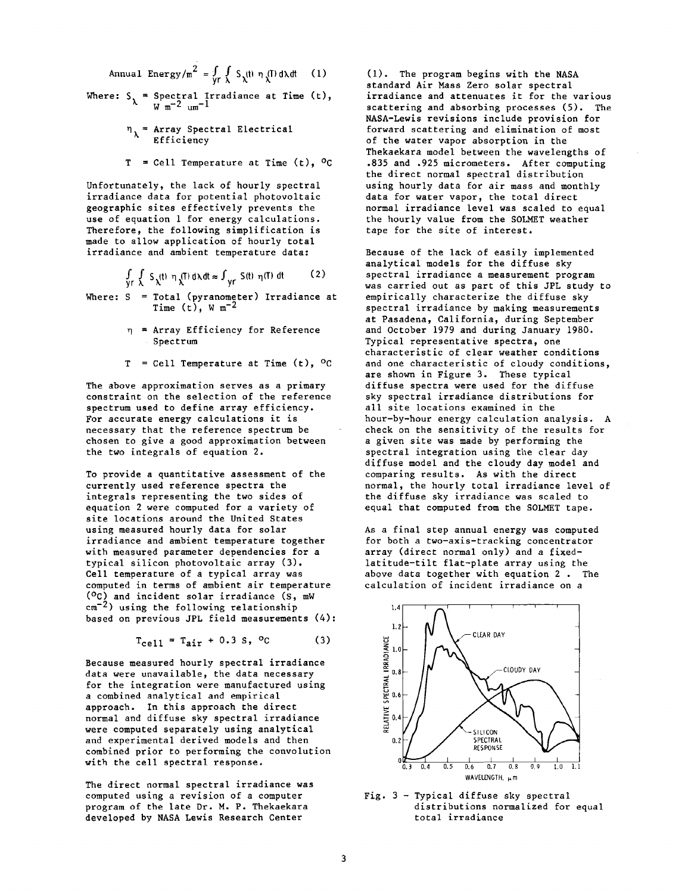$$\text{Annual Energy/m}^2 = \int_{yr} \int_{\lambda} S_{\lambda}(t)\, \eta_{\lambda}(T)\, d\lambda\, dt \quad (1)$$

Where: $S_{\lambda}$ = Spectral Irradiance at Time (t), $W\ m^{-2}\ \mu m^{-1}$

$\eta_{\lambda}$ = Array Spectral Electrical Efficiency

$T$ = Cell Temperature at Time (t), °C

Unfortunately, the lack of hourly spectral irradiance data for potential photovoltaic geographic sites effectively prevents the use of equation 1 for energy calculations. Therefore, the following simplification is made to allow application of hourly total irradiance and ambient temperature data:

$$\int_{yr} \int_{\lambda} S_{\lambda}(t)\, \eta_{\lambda}(T)\, d\lambda\, dt \approx \int_{yr} S(t)\, \eta(T)\, dt \quad (2)$$

Where: $S$ = Total (pyranometer) Irradiance at Time (t), $W\ m^{-2}$

$\eta$ = Array Efficiency for Reference Spectrum

$T$ = Cell Temperature at Time (t), °C

The above approximation serves as a primary constraint on the selection of the reference spectrum used to define array efficiency. For accurate energy calculations it is necessary that the reference spectrum be chosen to give a good approximation between the two integrals of equation 2.

To provide a quantitative assessment of the currently used reference spectra the integrals representing the two sides of equation 2 were computed for a variety of site locations around the United States using measured hourly data for solar irradiance and ambient temperature together with measured parameter dependencies for a typical silicon photovoltaic array (3). Cell temperature of a typical array was computed in terms of ambient air temperature (°C) and incident solar irradiance (S, mW $cm^{-2}$) using the following relationship based on previous JPL field measurements (4):

$$T_{cell} = T_{air} + 0.3\ S, \ ^{\circ}C \quad (3)$$

Because measured hourly spectral irradiance data were unavailable, the data necessary for the integration were manufactured using a combined analytical and empirical approach. In this approach the direct normal and diffuse sky spectral irradiance were computed separately using analytical and experimental derived models and then combined prior to performing the convolution with the cell spectral response.

The direct normal spectral irradiance was computed using a revision of a computer program of the late Dr. M. P. Thekaekara developed by NASA Lewis Research Center (1). The program begins with the NASA standard Air Mass Zero solar spectral irradiance and attenuates it for the various scattering and absorbing processes (5). The NASA-Lewis revisions include provision for forward scattering and elimination of most of the water vapor absorption in the Thekaekara model between the wavelengths of .835 and .925 micrometers. After computing the direct normal spectral distribution using hourly data for air mass and monthly data for water vapor, the total direct normal irradiance level was scaled to equal the hourly value from the SOLMET weather tape for the site of interest.

Because of the lack of easily implemented analytical models for the diffuse sky spectral irradiance a measurement program was carried out as part of this JPL study to empirically characterize the diffuse sky spectral irradiance by making measurements at Pasadena, California, during September and October 1979 and during January 1980. Typical representative spectra, one characteristic of clear weather conditions and one characteristic of cloudy conditions, are shown in Figure 3. These typical diffuse spectra were used for the diffuse sky spectral irradiance distributions for all site locations examined in the hour-by-hour energy calculation analysis. A check on the sensitivity of the results for a given site was made by performing the spectral integration using the clear day diffuse model and the cloudy day model and comparing results. As with the direct normal, the hourly total irradiance level of the diffuse sky irradiance was scaled to equal that computed from the SOLMET tape.

As a final step annual energy was computed for both a two-axis-tracking concentrator array (direct normal only) and a fixed-latitude-tilt flat-plate array using the above data together with equation 2. The calculation of incident irradiance on a

Fig. 3 – Typical diffuse sky spectral distributions normalized for equal total irradiance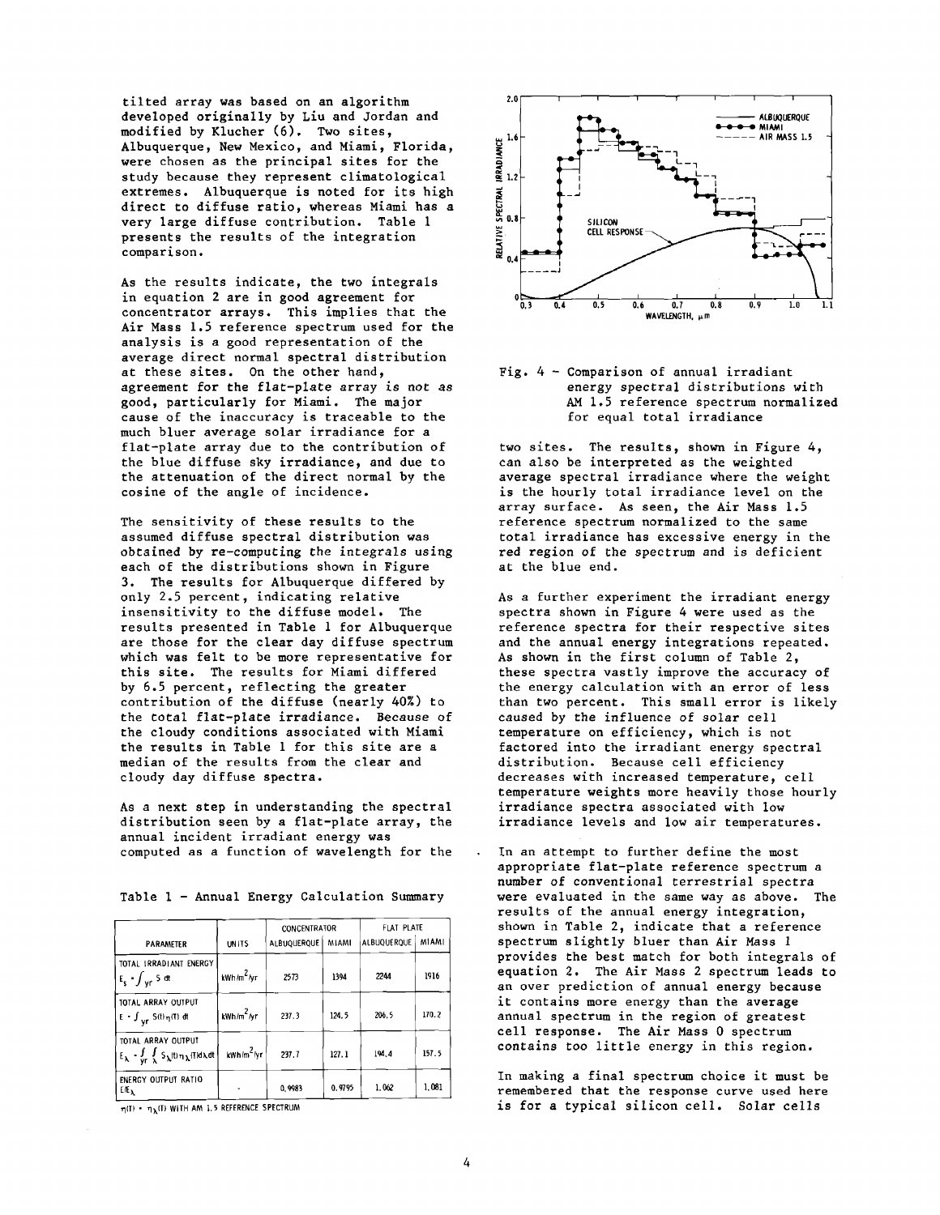tilted array was based on an algorithm developed originally by Liu and Jordan and modified by Klucher (6). Two sites, Albuquerque, New Mexico, and Miami, Florida, were chosen as the principal sites for the study because they represent climatological extremes. Albuquerque is noted for its high direct to diffuse ratio, whereas Miami has a very large diffuse contribution. Table 1 presents the results of the integration comparison.

As the results indicate, the two integrals in equation 2 are in good agreement for concentrator arrays. This implies that the Air Mass 1.5 reference spectrum used for the analysis is a good representation of the average direct normal spectral distribution at these sites. On the other hand, agreement for the flat-plate array is not as good, particularly for Miami. The major cause of the inaccuracy is traceable to the much bluer average solar irradiance for a flat-plate array due to the contribution of the blue diffuse sky irradiance, and due to the attenuation of the direct normal by the cosine of the angle of incidence.

The sensitivity of these results to the assumed diffuse spectral distribution was obtained by re-computing the integrals using each of the distributions shown in Figure 3. The results for Albuquerque differed by only 2.5 percent, indicating relative insensitivity to the diffuse model. The results presented in Table 1 for Albuquerque are those for the clear day diffuse spectrum which was felt to be more representative for this site. The results for Miami differed by 6.5 percent, reflecting the greater contribution of the diffuse (nearly 40%) to the total flat-plate irradiance. Because of the cloudy conditions associated with Miami the results in Table 1 for this site are a median of the results from the clear and cloudy day diffuse spectra.

As a next step in understanding the spectral distribution seen by a flat-plate array, the annual incident irradiant energy was computed as a function of wavelength for the two sites. The results, shown in Figure 4, can also be interpreted as the weighted average spectral irradiance where the weight is the hourly total irradiance level on the array surface. As seen, the Air Mass 1.5 reference spectrum normalized to the same total irradiance has excessive energy in the red region of the spectrum and is deficient at the blue end.

Table 1 - Annual Energy Calculation Summary

| PARAMETER | UNITS | CONCENTRATOR | | FLAT PLATE | |
|---|---|---|---|---|---|
| | | ALBUQUERQUE | MIAMI | ALBUQUERQUE | MIAMI |
| TOTAL IRRADIANT ENERGY $E_s = \int_{yr} S\,dt$ | $kWh/m^2/yr$ | 2573 | 1394 | 2244 | 1916 |
| TOTAL ARRAY OUTPUT $E = \int_{yr} S(t)\eta(t)\,dt$ | $kWh/m^2/yr$ | 237.3 | 124.5 | 206.5 | 170.2 |
| TOTAL ARRAY OUTPUT $E_\lambda = \int_{yr}\int_\lambda S_\lambda(t)\eta_\lambda(T)d\lambda\,dt$ | $kWh/m^2/yr$ | 237.7 | 127.1 | 194.4 | 157.5 |
| ENERGY OUTPUT RATIO $E/E_\lambda$ | - | 0.9983 | 0.9795 | 1.062 | 1.081 |

$\eta(T) = \eta_\lambda(T)$ WITH AM 1.5 REFERENCE SPECTRUM

Fig. 4 - Comparison of annual irradiant energy spectral distributions with AM 1.5 reference spectrum normalized for equal total irradiance

As a further experiment the irradiant energy spectra shown in Figure 4 were used as the reference spectra for their respective sites and the annual energy integrations repeated. As shown in the first column of Table 2, these spectra vastly improve the accuracy of the energy calculation with an error of less than two percent. This small error is likely caused by the influence of solar cell temperature on efficiency, which is not factored into the irradiant energy spectral distribution. Because cell efficiency decreases with increased temperature, cell temperature weights more heavily those hourly irradiance spectra associated with low irradiance levels and low air temperatures.

In an attempt to further define the most appropriate flat-plate reference spectrum a number of conventional terrestrial spectra were evaluated in the same way as above. The results of the annual energy integration, shown in Table 2, indicate that a reference spectrum slightly bluer than Air Mass 1 provides the best match for both integrals of equation 2. The Air Mass 2 spectrum leads to an over prediction of annual energy because it contains more energy than the average annual spectrum in the region of greatest cell response. The Air Mass 0 spectrum contains too little energy in this region.

In making a final spectrum choice it must be remembered that the response curve used here is for a typical silicon cell. Solar cells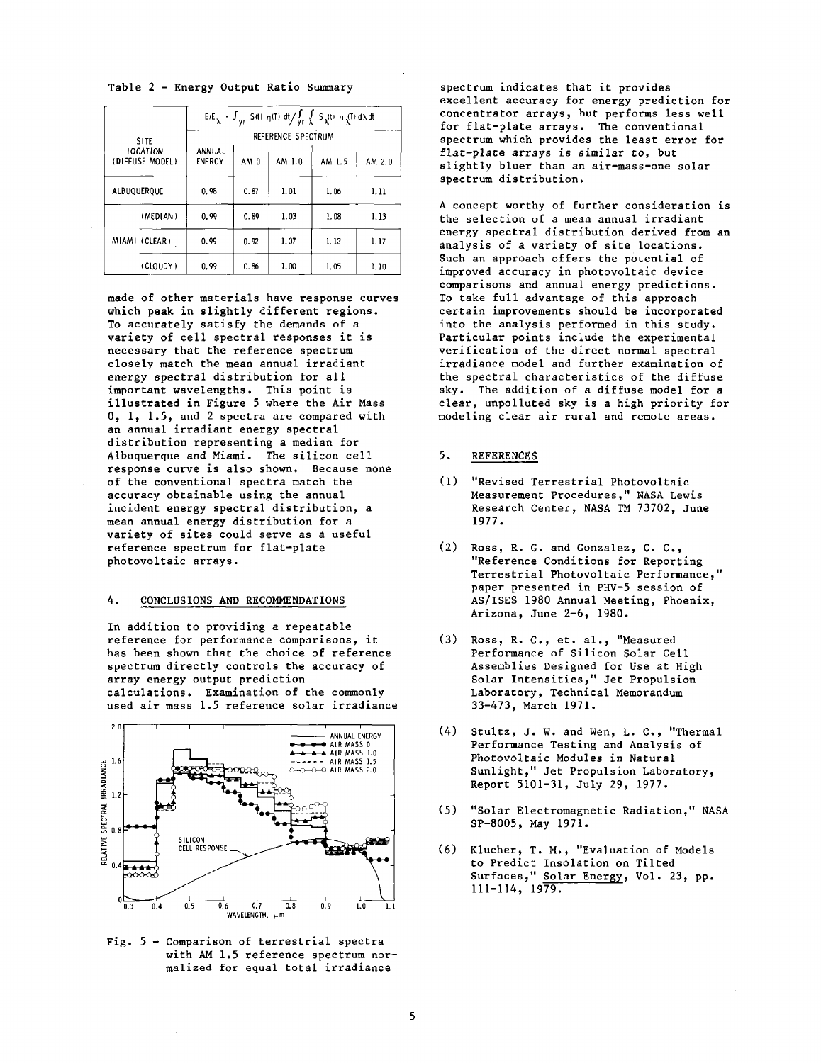Table 2 - Energy Output Ratio Summary

| SITE LOCATION (DIFFUSE MODEL) | $E/E_\lambda = \int_{yr} S(t)\,\eta(T)\,dt \Big/ \int_{yr}\int_\lambda S_\lambda(t)\,\eta_\lambda(T)\,d\lambda\,dt$ | | | | |
|---|---|---|---|---|---|
| | REFERENCE SPECTRUM | | | | |
| | ANNUAL ENERGY | AM 0 | AM 1.0 | AM 1.5 | AM 2.0 |
| ALBUQUERQUE | 0.98 | 0.87 | 1.01 | 1.06 | 1.11 |
| (MEDIAN) | 0.99 | 0.89 | 1.03 | 1.08 | 1.13 |
| MIAMI (CLEAR) | 0.99 | 0.92 | 1.07 | 1.12 | 1.17 |
| (CLOUDY) | 0.99 | 0.86 | 1.00 | 1.05 | 1.10 |

made of other materials have response curves which peak in slightly different regions. To accurately satisfy the demands of a variety of cell spectral responses it is necessary that the reference spectrum closely match the mean annual irradiant energy spectral distribution for all important wavelengths. This point is illustrated in Figure 5 where the Air Mass 0, 1, 1.5, and 2 spectra are compared with an annual irradiant energy spectral distribution representing a median for Albuquerque and Miami. The silicon cell response curve is also shown. Because none of the conventional spectra match the accuracy obtainable using the annual incident energy spectral distribution, a mean annual energy distribution for a variety of sites could serve as a useful reference spectrum for flat-plate photovoltaic arrays.

## 4. CONCLUSIONS AND RECOMMENDATIONS

In addition to providing a repeatable reference for performance comparisons, it has been shown that the choice of reference spectrum directly controls the accuracy of array energy output prediction calculations. Examination of the commonly used air mass 1.5 reference solar irradiance spectrum indicates that it provides excellent accuracy for energy prediction for concentrator arrays, but performs less well for flat-plate arrays. The conventional spectrum which provides the least error for flat-plate arrays is similar to, but slightly bluer than an air-mass-one solar spectrum distribution.

A concept worthy of further consideration is the selection of a mean annual irradiant energy spectral distribution derived from an analysis of a variety of site locations. Such an approach offers the potential of improved accuracy in photovoltaic device comparisons and annual energy predictions. To take full advantage of this approach certain improvements should be incorporated into the analysis performed in this study. Particular points include the experimental verification of the direct normal spectral irradiance model and further examination of the spectral characteristics of the diffuse sky. The addition of a diffuse model for a clear, unpolluted sky is a high priority for modeling clear air rural and remote areas.

ANNUAL ENERGY
AIR MASS 0
AIR MASS 1.0
AIR MASS 1.5
AIR MASS 2.0
SILICON CELL RESPONSE
RELATIVE SPECTRAL IRRADIANCE
2.0
1.6
1.2
0.8
0.4
0
0.3 0.4 0.5 0.6 0.7 0.8 0.9 1.0 1.1
WAVELENGTH, μm

Fig. 5 - Comparison of terrestrial spectra with AM 1.5 reference spectrum normalized for equal total irradiance

## 5. REFERENCES

(1) "Revised Terrestrial Photovoltaic Measurement Procedures," NASA Lewis Research Center, NASA TM 73702, June 1977.

(2) Ross, R. G. and Gonzalez, C. C., "Reference Conditions for Reporting Terrestrial Photovoltaic Performance," paper presented in PHV-5 session of AS/ISES 1980 Annual Meeting, Phoenix, Arizona, June 2-6, 1980.

(3) Ross, R. G., et. al., "Measured Performance of Silicon Solar Cell Assemblies Designed for Use at High Solar Intensities," Jet Propulsion Laboratory, Technical Memorandum 33-473, March 1971.

(4) Stultz, J. W. and Wen, L. C., "Thermal Performance Testing and Analysis of Photovoltaic Modules in Natural Sunlight," Jet Propulsion Laboratory, Report 5101-31, July 29, 1977.

(5) "Solar Electromagnetic Radiation," NASA SP-8005, May 1971.

(6) Klucher, T. M., "Evaluation of Models to Predict Insolation on Tilted Surfaces," Solar Energy, Vol. 23, pp. 111-114, 1979.